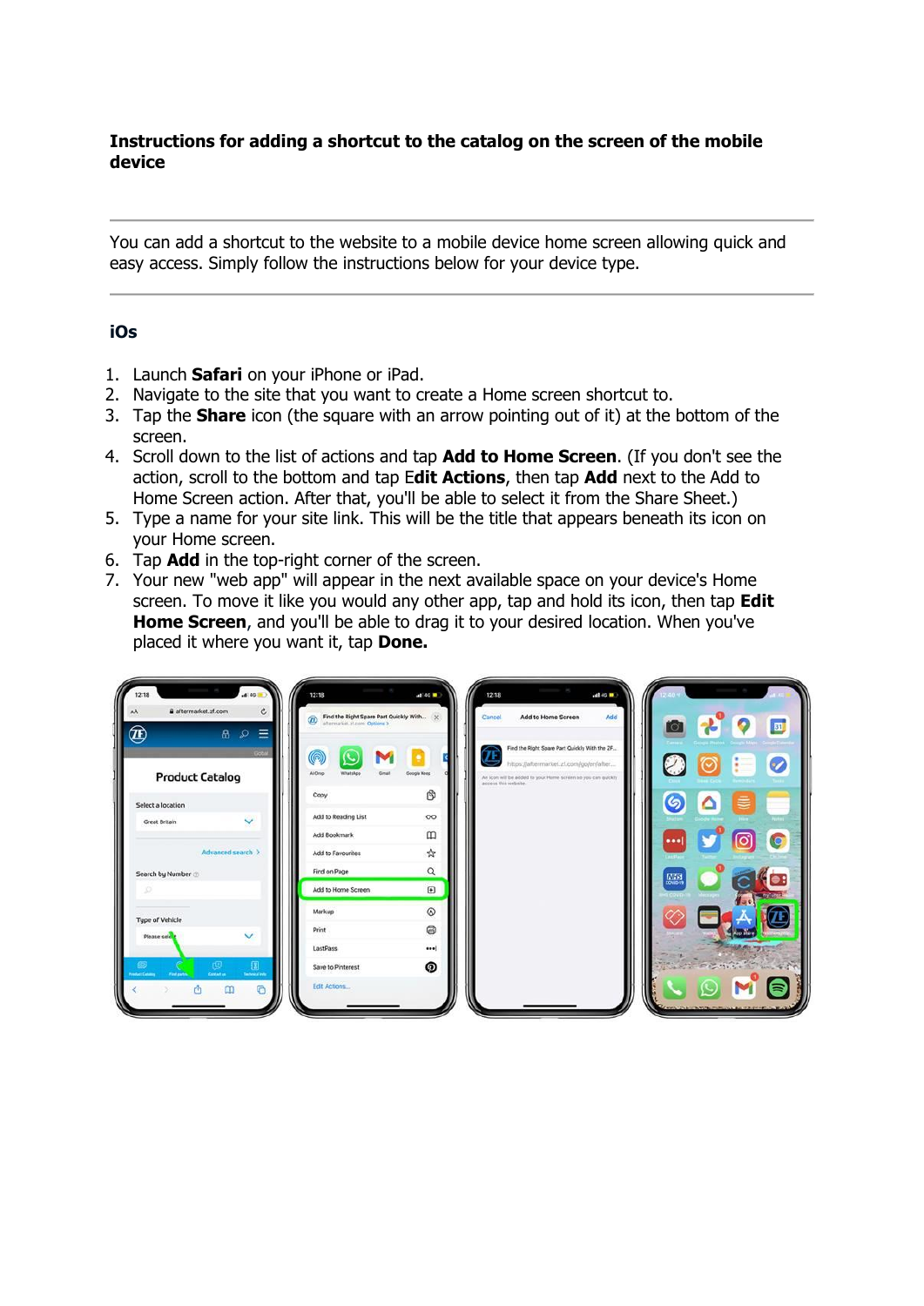**Instructions for adding a shortcut to the catalog on the screen of the mobile device**

---

You can add a shortcut to the website to a mobile device home screen allowing quick and easy access. Simply follow the instructions below for your device type.

---

### iOs

1. Launch **Safari** on your iPhone or iPad.
2. Navigate to the site that you want to create a Home screen shortcut to.
3. Tap the **Share** icon (the square with an arrow pointing out of it) at the bottom of the screen.
4. Scroll down to the list of actions and tap **Add to Home Screen**. (If you don't see the action, scroll to the bottom and tap E**dit Actions**, then tap **Add** next to the Add to Home Screen action. After that, you'll be able to select it from the Share Sheet.)
5. Type a name for your site link. This will be the title that appears beneath its icon on your Home screen.
6. Tap **Add** in the top-right corner of the screen.
7. Your new "web app" will appear in the next available space on your device's Home screen. To move it like you would any other app, tap and hold its icon, then tap **Edit Home Screen**, and you'll be able to drag it to your desired location. When you've placed it where you want it, tap **Done.**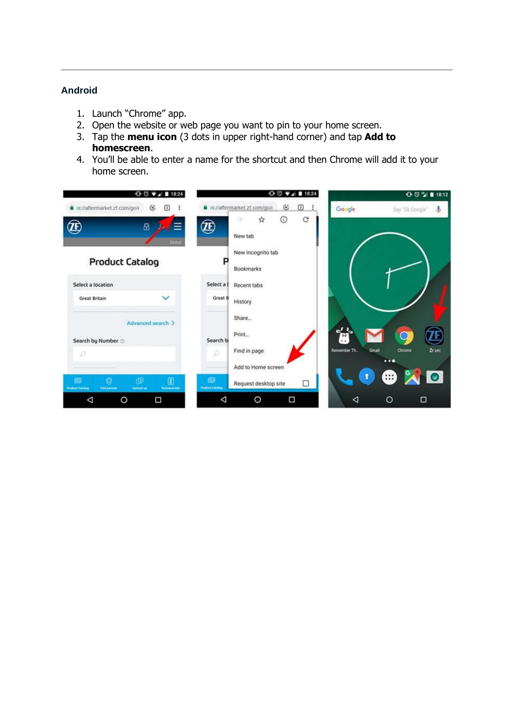### Android

1. Launch “Chrome” app.
2. Open the website or web page you want to pin to your home screen.
3. Tap the **menu icon** (3 dots in upper right-hand corner) and tap **Add to homescreen**.
4. You’ll be able to enter a name for the shortcut and then Chrome will add it to your home screen.